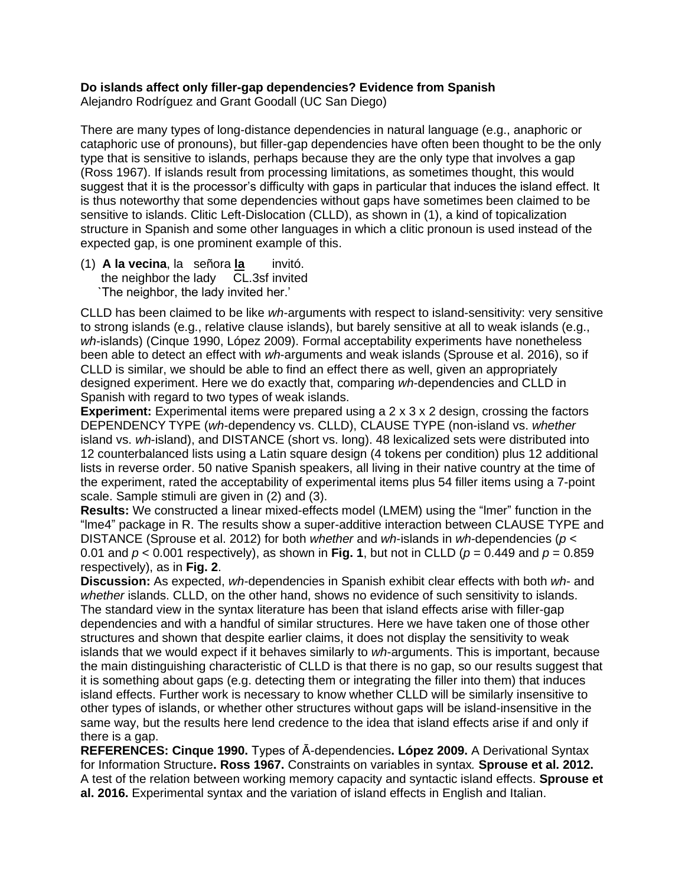**Do islands affect only filler-gap dependencies? Evidence from Spanish**
Alejandro Rodríguez and Grant Goodall (UC San Diego)

There are many types of long-distance dependencies in natural language (e.g., anaphoric or cataphoric use of pronouns), but filler-gap dependencies have often been thought to be the only type that is sensitive to islands, perhaps because they are the only type that involves a gap (Ross 1967). If islands result from processing limitations, as sometimes thought, this would suggest that it is the processor's difficulty with gaps in particular that induces the island effect. It is thus noteworthy that some dependencies without gaps have sometimes been claimed to be sensitive to islands. Clitic Left-Dislocation (CLLD), as shown in (1), a kind of topicalization structure in Spanish and some other languages in which a clitic pronoun is used instead of the expected gap, is one prominent example of this.

(1) **A la vecina**, la señora **la** invitó.
the neighbor the lady CL.3sf invited
`The neighbor, the lady invited her.'

CLLD has been claimed to be like *wh*-arguments with respect to island-sensitivity: very sensitive to strong islands (e.g., relative clause islands), but barely sensitive at all to weak islands (e.g., *wh*-islands) (Cinque 1990, López 2009). Formal acceptability experiments have nonetheless been able to detect an effect with *wh*-arguments and weak islands (Sprouse et al. 2016), so if CLLD is similar, we should be able to find an effect there as well, given an appropriately designed experiment. Here we do exactly that, comparing *wh*-dependencies and CLLD in Spanish with regard to two types of weak islands.

**Experiment:** Experimental items were prepared using a 2 x 3 x 2 design, crossing the factors DEPENDENCY TYPE (*wh*-dependency vs. CLLD), CLAUSE TYPE (non-island vs. *whether* island vs. *wh*-island), and DISTANCE (short vs. long). 48 lexicalized sets were distributed into 12 counterbalanced lists using a Latin square design (4 tokens per condition) plus 12 additional lists in reverse order. 50 native Spanish speakers, all living in their native country at the time of the experiment, rated the acceptability of experimental items plus 54 filler items using a 7-point scale. Sample stimuli are given in (2) and (3).

**Results:** We constructed a linear mixed-effects model (LMEM) using the "lmer" function in the "lme4" package in R. The results show a super-additive interaction between CLAUSE TYPE and DISTANCE (Sprouse et al. 2012) for both *whether* and *wh*-islands in *wh*-dependencies ($p < 0.01$ and $p < 0.001$ respectively), as shown in **Fig. 1**, but not in CLLD ($p = 0.449$ and $p = 0.859$ respectively), as in **Fig. 2**.

**Discussion:** As expected, *wh*-dependencies in Spanish exhibit clear effects with both *wh*- and *whether* islands. CLLD, on the other hand, shows no evidence of such sensitivity to islands. The standard view in the syntax literature has been that island effects arise with filler-gap dependencies and with a handful of similar structures. Here we have taken one of those other structures and shown that despite earlier claims, it does not display the sensitivity to weak islands that we would expect if it behaves similarly to *wh*-arguments. This is important, because the main distinguishing characteristic of CLLD is that there is no gap, so our results suggest that it is something about gaps (e.g. detecting them or integrating the filler into them) that induces island effects. Further work is necessary to know whether CLLD will be similarly insensitive to other types of islands, or whether other structures without gaps will be island-insensitive in the same way, but the results here lend credence to the idea that island effects arise if and only if there is a gap.

**REFERENCES: Cinque 1990.** Types of Ā-dependencies**. López 2009.** A Derivational Syntax for Information Structure**. Ross 1967.** Constraints on variables in syntax. **Sprouse et al. 2012.** A test of the relation between working memory capacity and syntactic island effects. **Sprouse et al. 2016.** Experimental syntax and the variation of island effects in English and Italian.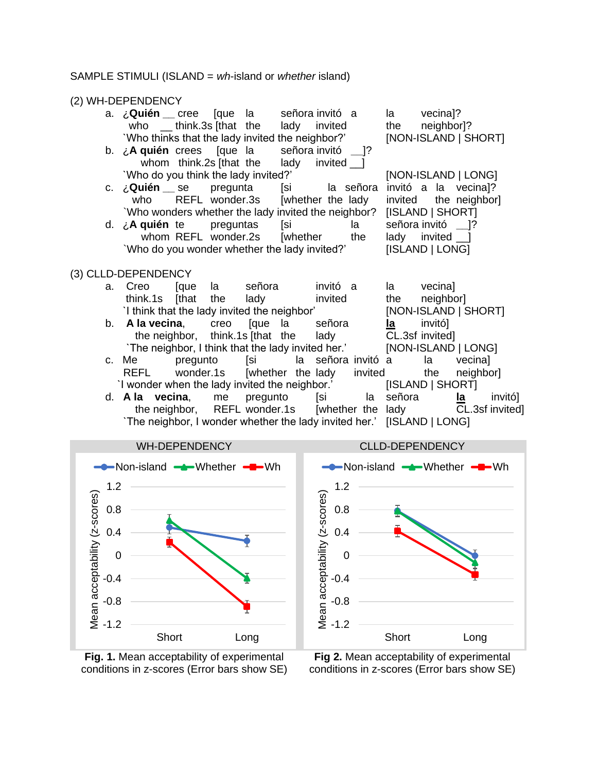SAMPLE STIMULI (ISLAND = *wh*-island or *whether* island)

(2) WH-DEPENDENCY

a. ¿**Quién** __ cree [que la señora invitó a la vecina]?
who __ think.3s [that the lady invited the neighbor]?
`Who thinks that the lady invited the neighbor?' [NON-ISLAND | SHORT]

b. ¿**A quién** crees [que la señora invitó __]?
whom think.2s [that the lady invited __]
`Who do you think the lady invited?' [NON-ISLAND | LONG]

c. ¿**Quién** __ se pregunta [si la señora invitó a la vecina]?
who REFL wonder.3s [whether the lady invited the neighbor]
`Who wonders whether the lady invited the neighbor? [ISLAND | SHORT]

d. ¿**A quién** te preguntas [si la señora invitó __]?
whom REFL wonder.2s [whether the lady invited __]
`Who do you wonder whether the lady invited?' [ISLAND | LONG]

(3) CLLD-DEPENDENCY

a. Creo [que la señora invitó a la vecina]
think.1s [that the lady invited the neighbor]
`I think that the lady invited the neighbor' [NON-ISLAND | SHORT]

b. **A la vecina**, creo [que la señora **la** invitó]
the neighbor, think.1s [that the lady CL.3sf invited]
`The neighbor, I think that the lady invited her.' [NON-ISLAND | LONG]

c. Me pregunto [si la señora invitó a la vecina]
REFL wonder.1s [whether the lady invited the neighbor]
`I wonder when the lady invited the neighbor.' [ISLAND | SHORT]

d. **A la vecina**, me pregunto [si la señora **la** invitó]
the neighbor, REFL wonder.1s [whether the lady CL.3sf invited]
`The neighbor, I wonder whether the lady invited her.' [ISLAND | LONG]

WH-DEPENDENCY

Non-island Whether Wh

1.2
0.8
0.4
0
-0.4
-0.8
-1.2

Mean acceptability (z-scores)

Short Long

**Fig. 1.** Mean acceptability of experimental conditions in z-scores (Error bars show SE)

CLLD-DEPENDENCY

Non-island Whether Wh

1.2
0.8
0.4
0
-0.4
-0.8
-1.2

Mean acceptability (z-scores)

Short Long

**Fig 2.** Mean acceptability of experimental conditions in z-scores (Error bars show SE)